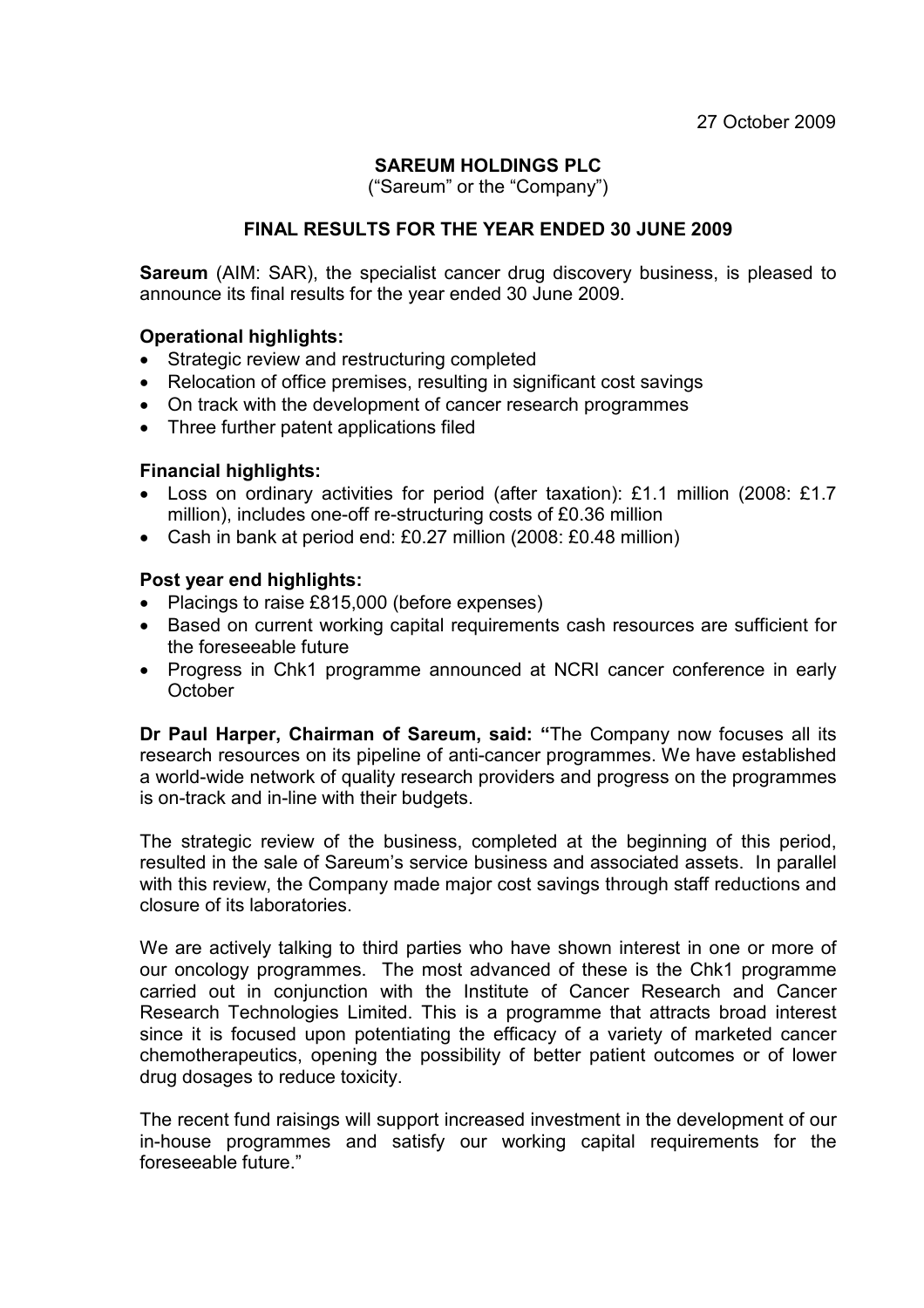27 October 2009

# SAREUM HOLDINGS PLC

("Sareum" or the "Company")

## FINAL RESULTS FOR THE YEAR ENDED 30 JUNE 2009

**Sareum** (AIM: SAR), the specialist cancer drug discovery business, is pleased to announce its final results for the year ended 30 June 2009.

### Operational highlights:

- Strategic review and restructuring completed
- Relocation of office premises, resulting in significant cost savings
- On track with the development of cancer research programmes
- Three further patent applications filed

### Financial highlights:

- Loss on ordinary activities for period (after taxation): £1.1 million (2008: £1.7 million), includes one-off re-structuring costs of £0.36 million
- Cash in bank at period end: £0.27 million (2008: £0.48 million)

### Post year end highlights:

- Placings to raise £815,000 (before expenses)
- Based on current working capital requirements cash resources are sufficient for the foreseeable future
- Progress in Chk1 programme announced at NCRI cancer conference in early October

**Dr Paul Harper, Chairman of Sareum, said: "**The Company now focuses all its research resources on its pipeline of anti-cancer programmes. We have established a world-wide network of quality research providers and progress on the programmes is on-track and in-line with their budgets.

The strategic review of the business, completed at the beginning of this period, resulted in the sale of Sareum's service business and associated assets. In parallel with this review, the Company made major cost savings through staff reductions and closure of its laboratories.

We are actively talking to third parties who have shown interest in one or more of our oncology programmes. The most advanced of these is the Chk1 programme carried out in conjunction with the Institute of Cancer Research and Cancer Research Technologies Limited. This is a programme that attracts broad interest since it is focused upon potentiating the efficacy of a variety of marketed cancer chemotherapeutics, opening the possibility of better patient outcomes or of lower drug dosages to reduce toxicity.

The recent fund raisings will support increased investment in the development of our in-house programmes and satisfy our working capital requirements for the foreseeable future."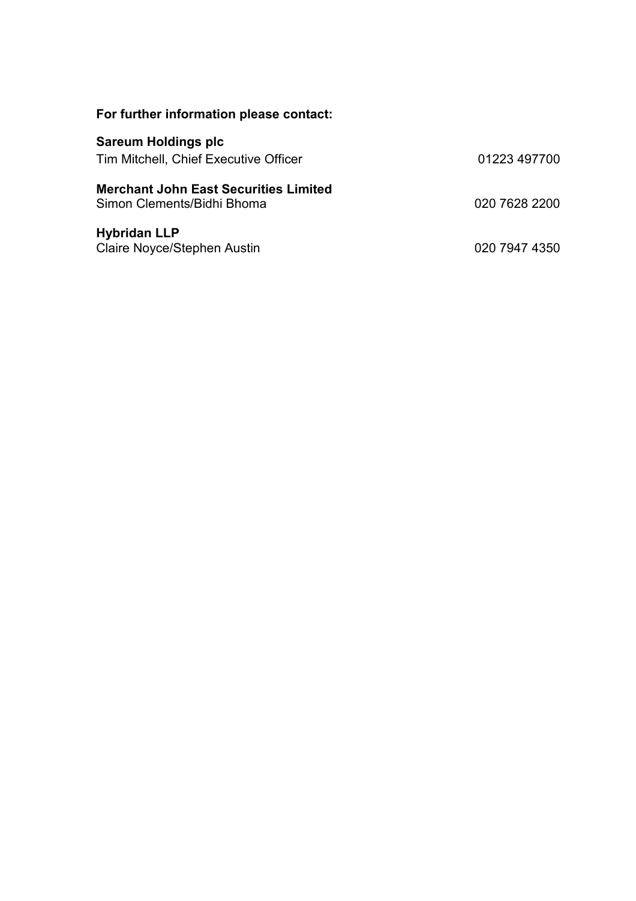**For further information please contact:**

**Sareum Holdings plc**
Tim Mitchell, Chief Executive Officer 01223 497700

**Merchant John East Securities Limited**
Simon Clements/Bidhi Bhoma 020 7628 2200

**Hybridan LLP**
Claire Noyce/Stephen Austin 020 7947 4350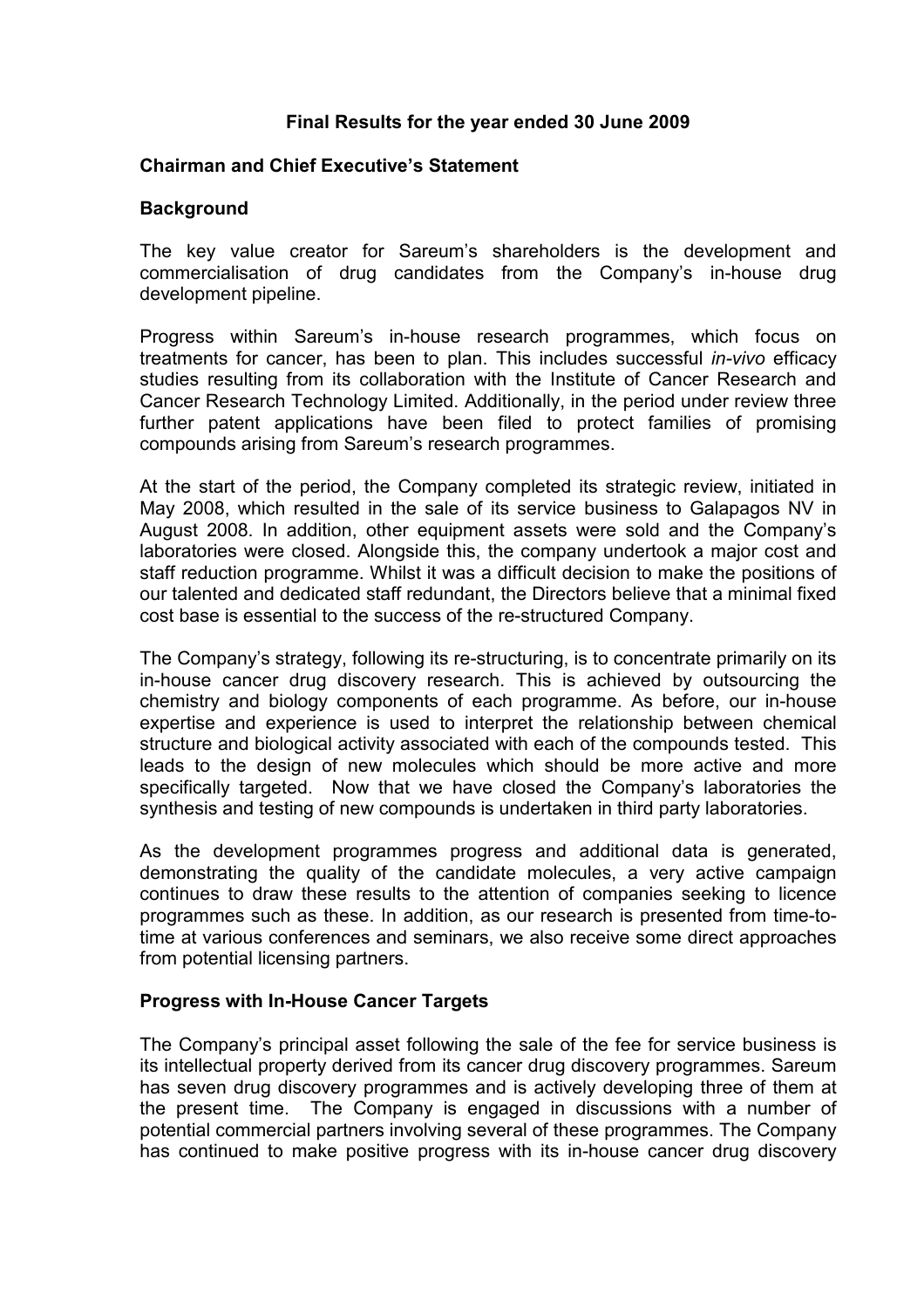**Final Results for the year ended 30 June 2009**

**Chairman and Chief Executive's Statement**

**Background**

The key value creator for Sareum's shareholders is the development and commercialisation of drug candidates from the Company's in-house drug development pipeline.

Progress within Sareum's in-house research programmes, which focus on treatments for cancer, has been to plan. This includes successful *in-vivo* efficacy studies resulting from its collaboration with the Institute of Cancer Research and Cancer Research Technology Limited. Additionally, in the period under review three further patent applications have been filed to protect families of promising compounds arising from Sareum's research programmes.

At the start of the period, the Company completed its strategic review, initiated in May 2008, which resulted in the sale of its service business to Galapagos NV in August 2008. In addition, other equipment assets were sold and the Company's laboratories were closed. Alongside this, the company undertook a major cost and staff reduction programme. Whilst it was a difficult decision to make the positions of our talented and dedicated staff redundant, the Directors believe that a minimal fixed cost base is essential to the success of the re-structured Company.

The Company's strategy, following its re-structuring, is to concentrate primarily on its in-house cancer drug discovery research. This is achieved by outsourcing the chemistry and biology components of each programme. As before, our in-house expertise and experience is used to interpret the relationship between chemical structure and biological activity associated with each of the compounds tested. This leads to the design of new molecules which should be more active and more specifically targeted. Now that we have closed the Company's laboratories the synthesis and testing of new compounds is undertaken in third party laboratories.

As the development programmes progress and additional data is generated, demonstrating the quality of the candidate molecules, a very active campaign continues to draw these results to the attention of companies seeking to licence programmes such as these. In addition, as our research is presented from time-to-time at various conferences and seminars, we also receive some direct approaches from potential licensing partners.

**Progress with In-House Cancer Targets**

The Company's principal asset following the sale of the fee for service business is its intellectual property derived from its cancer drug discovery programmes. Sareum has seven drug discovery programmes and is actively developing three of them at the present time. The Company is engaged in discussions with a number of potential commercial partners involving several of these programmes. The Company has continued to make positive progress with its in-house cancer drug discovery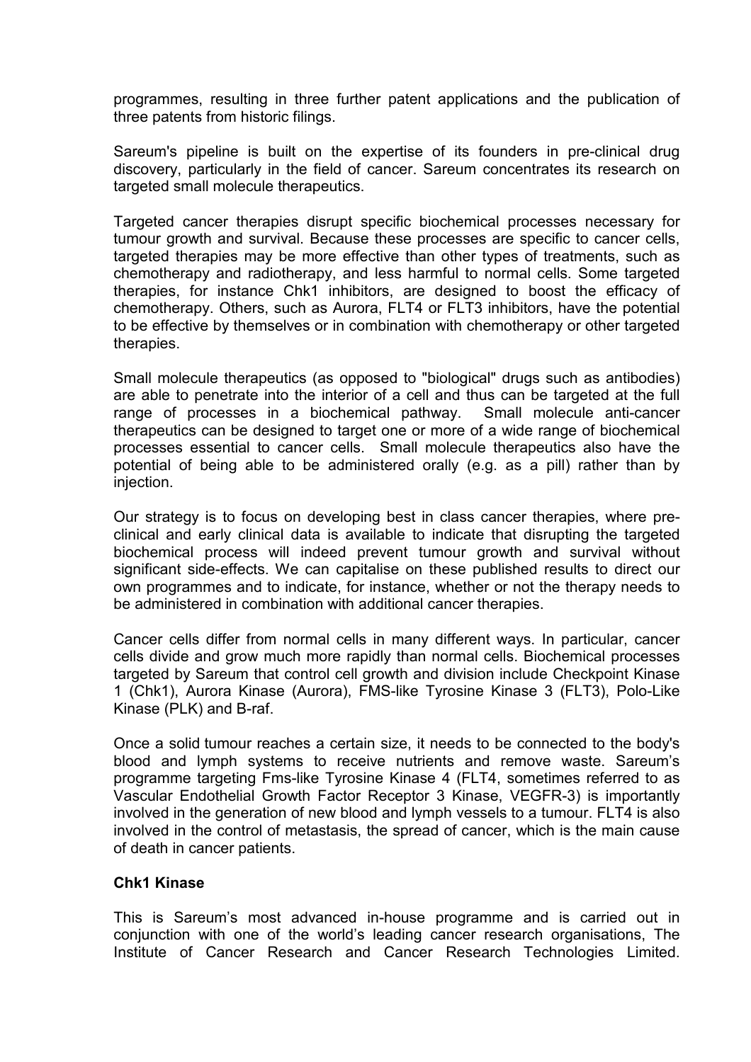programmes, resulting in three further patent applications and the publication of three patents from historic filings.

Sareum's pipeline is built on the expertise of its founders in pre-clinical drug discovery, particularly in the field of cancer. Sareum concentrates its research on targeted small molecule therapeutics.

Targeted cancer therapies disrupt specific biochemical processes necessary for tumour growth and survival. Because these processes are specific to cancer cells, targeted therapies may be more effective than other types of treatments, such as chemotherapy and radiotherapy, and less harmful to normal cells. Some targeted therapies, for instance Chk1 inhibitors, are designed to boost the efficacy of chemotherapy. Others, such as Aurora, FLT4 or FLT3 inhibitors, have the potential to be effective by themselves or in combination with chemotherapy or other targeted therapies.

Small molecule therapeutics (as opposed to "biological" drugs such as antibodies) are able to penetrate into the interior of a cell and thus can be targeted at the full range of processes in a biochemical pathway. Small molecule anti-cancer therapeutics can be designed to target one or more of a wide range of biochemical processes essential to cancer cells. Small molecule therapeutics also have the potential of being able to be administered orally (e.g. as a pill) rather than by injection.

Our strategy is to focus on developing best in class cancer therapies, where pre-clinical and early clinical data is available to indicate that disrupting the targeted biochemical process will indeed prevent tumour growth and survival without significant side-effects. We can capitalise on these published results to direct our own programmes and to indicate, for instance, whether or not the therapy needs to be administered in combination with additional cancer therapies.

Cancer cells differ from normal cells in many different ways. In particular, cancer cells divide and grow much more rapidly than normal cells. Biochemical processes targeted by Sareum that control cell growth and division include Checkpoint Kinase 1 (Chk1), Aurora Kinase (Aurora), FMS-like Tyrosine Kinase 3 (FLT3), Polo-Like Kinase (PLK) and B-raf.

Once a solid tumour reaches a certain size, it needs to be connected to the body's blood and lymph systems to receive nutrients and remove waste. Sareum's programme targeting Fms-like Tyrosine Kinase 4 (FLT4, sometimes referred to as Vascular Endothelial Growth Factor Receptor 3 Kinase, VEGFR-3) is importantly involved in the generation of new blood and lymph vessels to a tumour. FLT4 is also involved in the control of metastasis, the spread of cancer, which is the main cause of death in cancer patients.

**Chk1 Kinase**

This is Sareum's most advanced in-house programme and is carried out in conjunction with one of the world's leading cancer research organisations, The Institute of Cancer Research and Cancer Research Technologies Limited.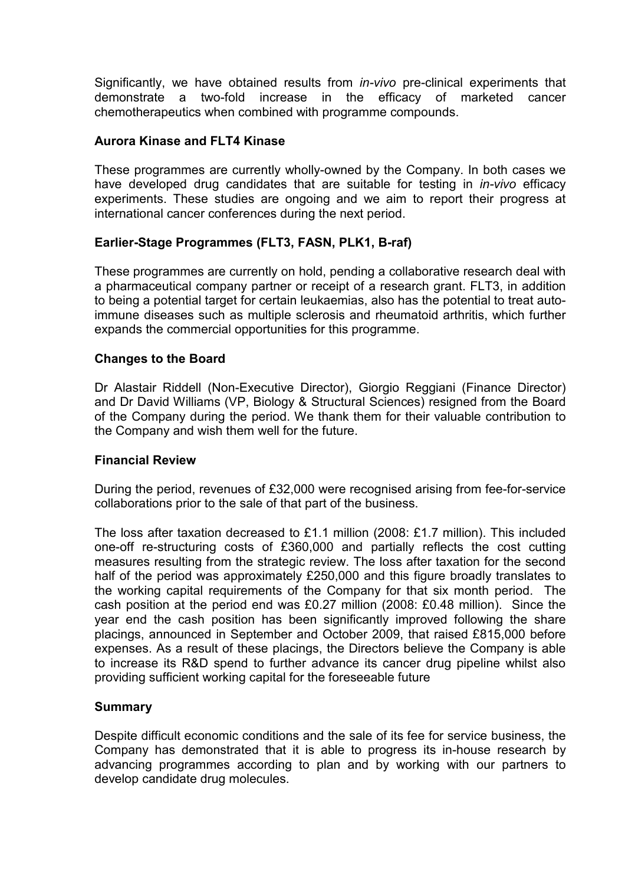Significantly, we have obtained results from *in-vivo* pre-clinical experiments that demonstrate a two-fold increase in the efficacy of marketed cancer chemotherapeutics when combined with programme compounds.

**Aurora Kinase and FLT4 Kinase**

These programmes are currently wholly-owned by the Company. In both cases we have developed drug candidates that are suitable for testing in *in-vivo* efficacy experiments. These studies are ongoing and we aim to report their progress at international cancer conferences during the next period.

**Earlier-Stage Programmes (FLT3, FASN, PLK1, B-raf)**

These programmes are currently on hold, pending a collaborative research deal with a pharmaceutical company partner or receipt of a research grant. FLT3, in addition to being a potential target for certain leukaemias, also has the potential to treat auto-immune diseases such as multiple sclerosis and rheumatoid arthritis, which further expands the commercial opportunities for this programme.

**Changes to the Board**

Dr Alastair Riddell (Non-Executive Director), Giorgio Reggiani (Finance Director) and Dr David Williams (VP, Biology & Structural Sciences) resigned from the Board of the Company during the period. We thank them for their valuable contribution to the Company and wish them well for the future.

**Financial Review**

During the period, revenues of £32,000 were recognised arising from fee-for-service collaborations prior to the sale of that part of the business.

The loss after taxation decreased to £1.1 million (2008: £1.7 million). This included one-off re-structuring costs of £360,000 and partially reflects the cost cutting measures resulting from the strategic review. The loss after taxation for the second half of the period was approximately £250,000 and this figure broadly translates to the working capital requirements of the Company for that six month period. The cash position at the period end was £0.27 million (2008: £0.48 million). Since the year end the cash position has been significantly improved following the share placings, announced in September and October 2009, that raised £815,000 before expenses. As a result of these placings, the Directors believe the Company is able to increase its R&D spend to further advance its cancer drug pipeline whilst also providing sufficient working capital for the foreseeable future

**Summary**

Despite difficult economic conditions and the sale of its fee for service business, the Company has demonstrated that it is able to progress its in-house research by advancing programmes according to plan and by working with our partners to develop candidate drug molecules.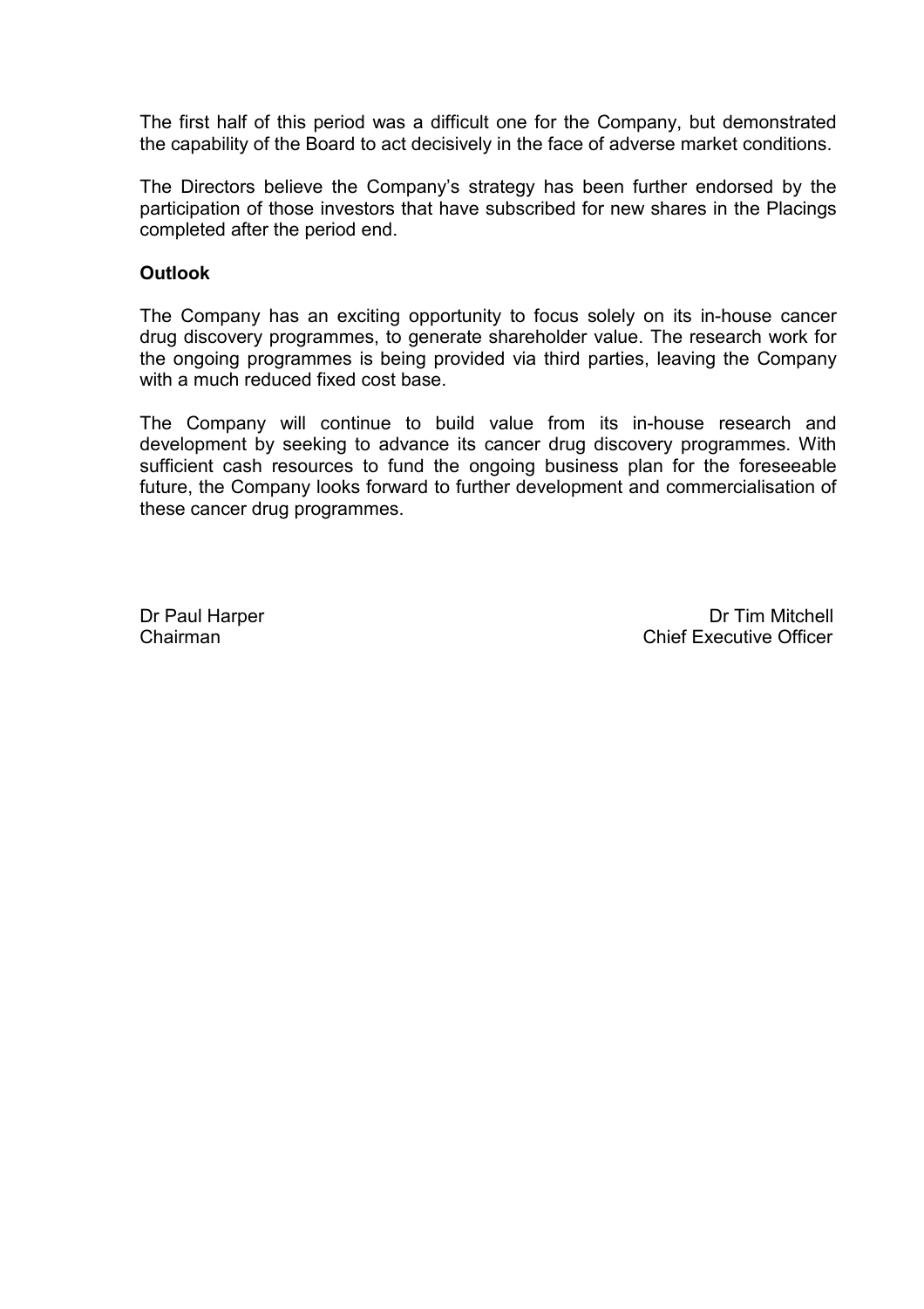The first half of this period was a difficult one for the Company, but demonstrated the capability of the Board to act decisively in the face of adverse market conditions.

The Directors believe the Company's strategy has been further endorsed by the participation of those investors that have subscribed for new shares in the Placings completed after the period end.

**Outlook**

The Company has an exciting opportunity to focus solely on its in-house cancer drug discovery programmes, to generate shareholder value. The research work for the ongoing programmes is being provided via third parties, leaving the Company with a much reduced fixed cost base.

The Company will continue to build value from its in-house research and development by seeking to advance its cancer drug discovery programmes. With sufficient cash resources to fund the ongoing business plan for the foreseeable future, the Company looks forward to further development and commercialisation of these cancer drug programmes.

Dr Paul Harper
Chairman

Dr Tim Mitchell
Chief Executive Officer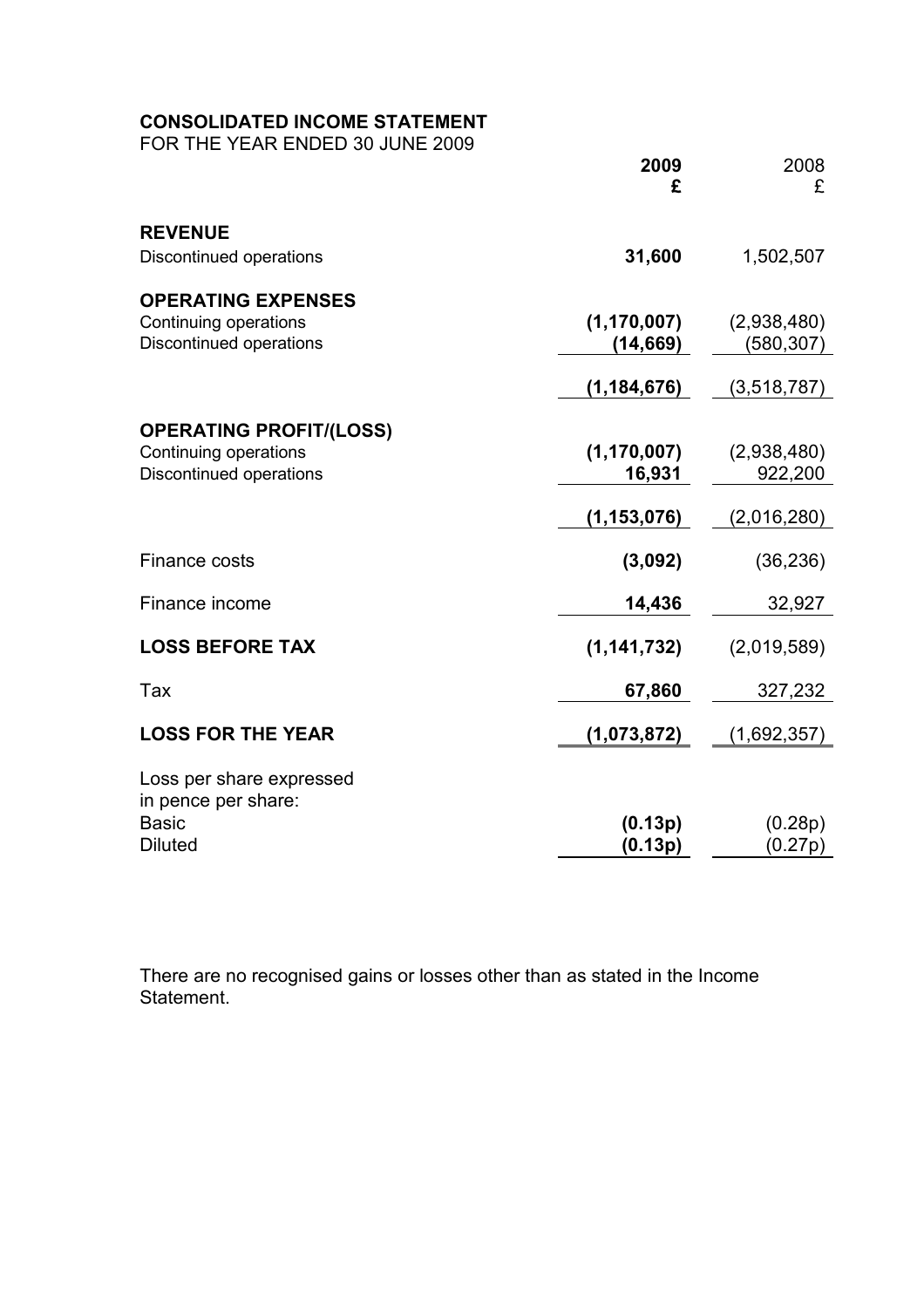# CONSOLIDATED INCOME STATEMENT

FOR THE YEAR ENDED 30 JUNE 2009

| | 2009 £ | 2008 £ |
|---|---|---|
| **REVENUE** | | |
| Discontinued operations | **31,600** | 1,502,507 |
| **OPERATING EXPENSES** | | |
| Continuing operations | **(1,170,007)** | (2,938,480) |
| Discontinued operations | **(14,669)** | (580,307) |
| | **(1,184,676)** | (3,518,787) |
| **OPERATING PROFIT/(LOSS)** | | |
| Continuing operations | **(1,170,007)** | (2,938,480) |
| Discontinued operations | **16,931** | 922,200 |
| | **(1,153,076)** | (2,016,280) |
| Finance costs | **(3,092)** | (36,236) |
| Finance income | **14,436** | 32,927 |
| **LOSS BEFORE TAX** | **(1,141,732)** | (2,019,589) |
| Tax | **67,860** | 327,232 |
| **LOSS FOR THE YEAR** | **(1,073,872)** | (1,692,357) |
| Loss per share expressed in pence per share: | | |
| Basic | **(0.13p)** | (0.28p) |
| Diluted | **(0.13p)** | (0.27p) |

There are no recognised gains or losses other than as stated in the Income Statement.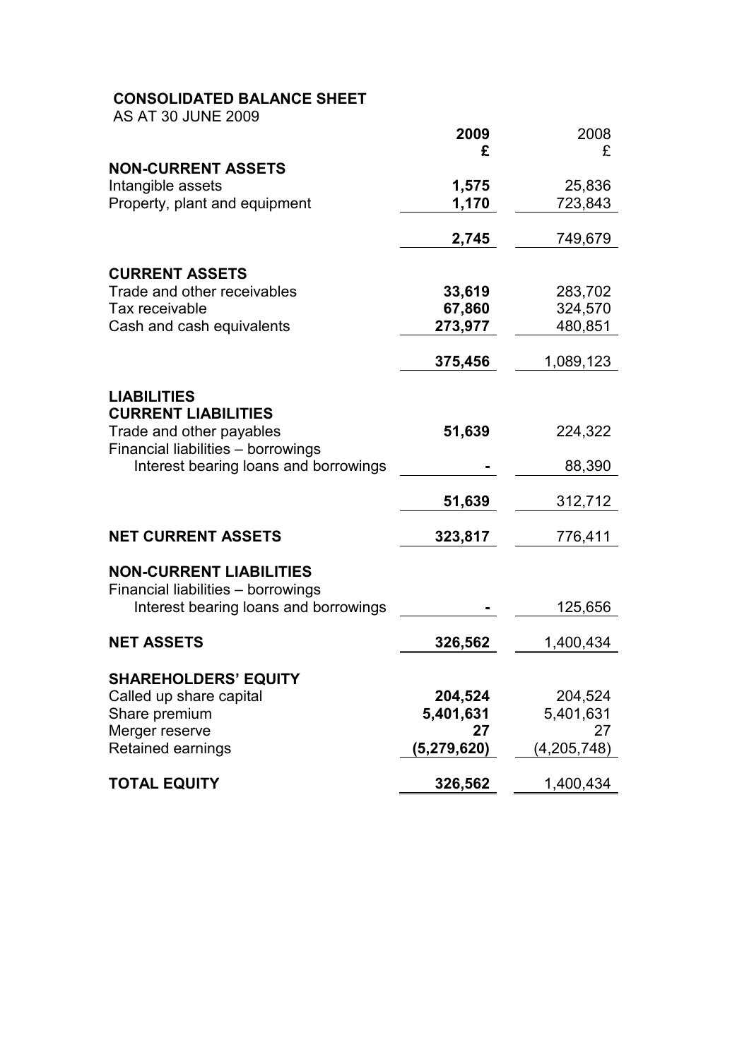# CONSOLIDATED BALANCE SHEET

AS AT 30 JUNE 2009

| | 2009 £ | 2008 £ |
|---|---|---|
| **NON-CURRENT ASSETS** | | |
| Intangible assets | **1,575** | 25,836 |
| Property, plant and equipment | **1,170** | 723,843 |
| | **2,745** | 749,679 |
| **CURRENT ASSETS** | | |
| Trade and other receivables | **33,619** | 283,702 |
| Tax receivable | **67,860** | 324,570 |
| Cash and cash equivalents | **273,977** | 480,851 |
| | **375,456** | 1,089,123 |
| **LIABILITIES** | | |
| **CURRENT LIABILITIES** | | |
| Trade and other payables | **51,639** | 224,322 |
| Financial liabilities – borrowings | | |
| Interest bearing loans and borrowings | **-** | 88,390 |
| | **51,639** | 312,712 |
| **NET CURRENT ASSETS** | **323,817** | 776,411 |
| **NON-CURRENT LIABILITIES** | | |
| Financial liabilities – borrowings | | |
| Interest bearing loans and borrowings | **-** | 125,656 |
| **NET ASSETS** | **326,562** | 1,400,434 |
| **SHAREHOLDERS' EQUITY** | | |
| Called up share capital | **204,524** | 204,524 |
| Share premium | **5,401,631** | 5,401,631 |
| Merger reserve | **27** | 27 |
| Retained earnings | **(5,279,620)** | (4,205,748) |
| **TOTAL EQUITY** | **326,562** | 1,400,434 |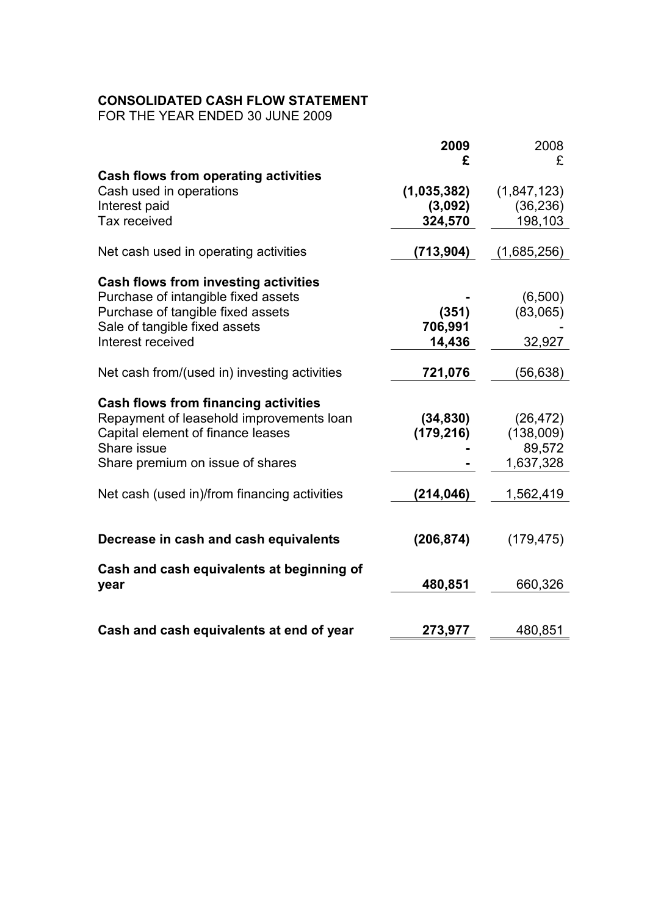**CONSOLIDATED CASH FLOW STATEMENT**
FOR THE YEAR ENDED 30 JUNE 2009

| | **2009** | 2008 |
|---|---|---|
| | **£** | £ |
| **Cash flows from operating activities** | | |
| Cash used in operations | **(1,035,382)** | (1,847,123) |
| Interest paid | **(3,092)** | (36,236) |
| Tax received | **324,570** | 198,103 |
| Net cash used in operating activities | **(713,904)** | (1,685,256) |
| **Cash flows from investing activities** | | |
| Purchase of intangible fixed assets | **-** | (6,500) |
| Purchase of tangible fixed assets | **(351)** | (83,065) |
| Sale of tangible fixed assets | **706,991** | - |
| Interest received | **14,436** | 32,927 |
| Net cash from/(used in) investing activities | **721,076** | (56,638) |
| **Cash flows from financing activities** | | |
| Repayment of leasehold improvements loan | **(34,830)** | (26,472) |
| Capital element of finance leases | **(179,216)** | (138,009) |
| Share issue | **-** | 89,572 |
| Share premium on issue of shares | **-** | 1,637,328 |
| Net cash (used in)/from financing activities | **(214,046)** | 1,562,419 |
| **Decrease in cash and cash equivalents** | **(206,874)** | (179,475) |
| **Cash and cash equivalents at beginning of year** | **480,851** | 660,326 |
| **Cash and cash equivalents at end of year** | **273,977** | 480,851 |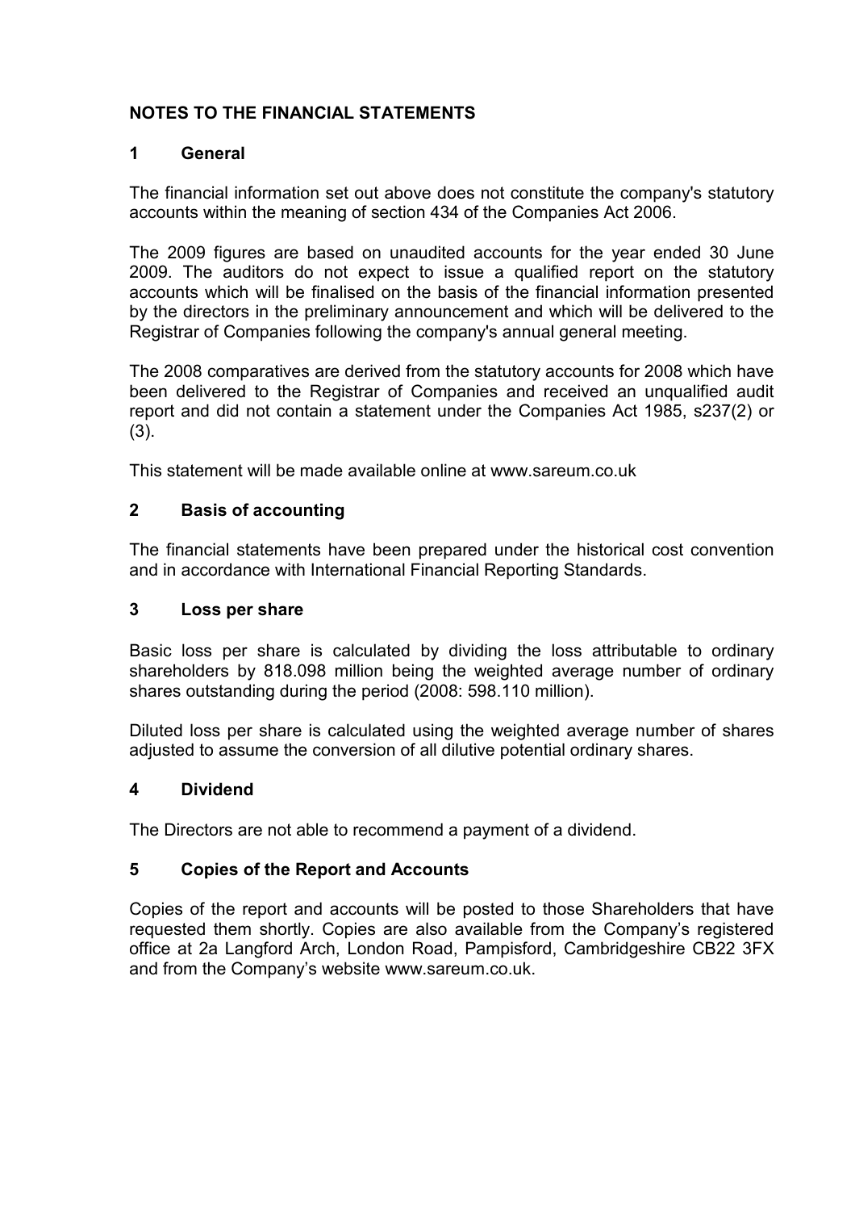## NOTES TO THE FINANCIAL STATEMENTS

### 1 General

The financial information set out above does not constitute the company's statutory accounts within the meaning of section 434 of the Companies Act 2006.

The 2009 figures are based on unaudited accounts for the year ended 30 June 2009. The auditors do not expect to issue a qualified report on the statutory accounts which will be finalised on the basis of the financial information presented by the directors in the preliminary announcement and which will be delivered to the Registrar of Companies following the company's annual general meeting.

The 2008 comparatives are derived from the statutory accounts for 2008 which have been delivered to the Registrar of Companies and received an unqualified audit report and did not contain a statement under the Companies Act 1985, s237(2) or (3).

This statement will be made available online at www.sareum.co.uk

### 2 Basis of accounting

The financial statements have been prepared under the historical cost convention and in accordance with International Financial Reporting Standards.

### 3 Loss per share

Basic loss per share is calculated by dividing the loss attributable to ordinary shareholders by 818.098 million being the weighted average number of ordinary shares outstanding during the period (2008: 598.110 million).

Diluted loss per share is calculated using the weighted average number of shares adjusted to assume the conversion of all dilutive potential ordinary shares.

### 4 Dividend

The Directors are not able to recommend a payment of a dividend.

### 5 Copies of the Report and Accounts

Copies of the report and accounts will be posted to those Shareholders that have requested them shortly. Copies are also available from the Company's registered office at 2a Langford Arch, London Road, Pampisford, Cambridgeshire CB22 3FX and from the Company's website www.sareum.co.uk.